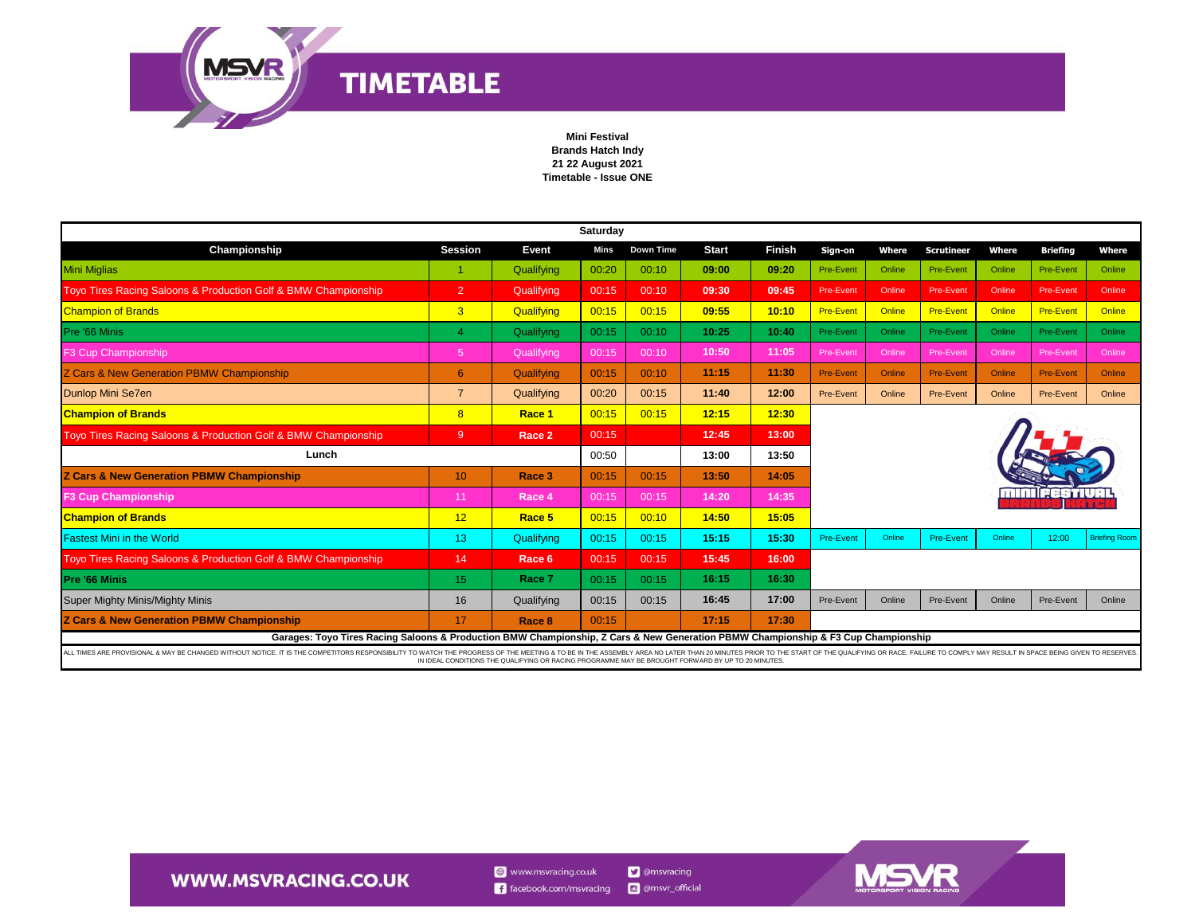# TIMETABLE

**Mini Festival**
**Brands Hatch Indy**
**21 22 August 2021**
**Timetable - Issue ONE**

| Saturday | | | | | | | | | | | | | |
|---|---|---|---|---|---|---|---|---|---|---|---|---|---|
| **Championship** | **Session** | **Event** | **Mins** | **Down Time** | **Start** | **Finish** | **Sign-on** | **Where** | **Scrutineer** | **Where** | **Briefing** | **Where** |
| Mini Miglias | 1 | Qualifying | 00:20 | 00:10 | **09:00** | **09:20** | Pre-Event | Online | Pre-Event | Online | Pre-Event | Online |
| Toyo Tires Racing Saloons & Production Golf & BMW Championship | 2 | Qualifying | 00:15 | 00:10 | **09:30** | **09:45** | Pre-Event | Online | Pre-Event | Online | Pre-Event | Online |
| Champion of Brands | 3 | Qualifying | 00:15 | 00:15 | **09:55** | **10:10** | Pre-Event | Online | Pre-Event | Online | Pre-Event | Online |
| Pre '66 Minis | 4 | Qualifying | 00:15 | 00:10 | **10:25** | **10:40** | Pre-Event | Online | Pre-Event | Online | Pre-Event | Online |
| F3 Cup Championship | 5 | Qualifying | 00:15 | 00:10 | **10:50** | **11:05** | Pre-Event | Online | Pre-Event | Online | Pre-Event | Online |
| Z Cars & New Generation PBMW Championship | 6 | Qualifying | 00:15 | 00:10 | **11:15** | **11:30** | Pre-Event | Online | Pre-Event | Online | Pre-Event | Online |
| Dunlop Mini Se7en | 7 | Qualifying | 00:20 | 00:15 | **11:40** | **12:00** | Pre-Event | Online | Pre-Event | Online | Pre-Event | Online |
| **Champion of Brands** | 8 | **Race 1** | 00:15 | 00:15 | **12:15** | **12:30** | | | | | | |
| Toyo Tires Racing Saloons & Production Golf & BMW Championship | 9 | **Race 2** | 00:15 | | **12:45** | **13:00** | | | | | | |
| **Lunch** | | | 00:50 | | 13:00 | 13:50 | | | | | | |
| **Z Cars & New Generation PBMW Championship** | 10 | **Race 3** | 00:15 | 00:15 | **13:50** | **14:05** | | | | | | |
| **F3 Cup Championship** | 11 | **Race 4** | 00:15 | 00:15 | **14:20** | **14:35** | | | | | | |
| **Champion of Brands** | 12 | **Race 5** | 00:15 | 00:10 | **14:50** | **15:05** | | | | | | |
| Fastest Mini in the World | 13 | Qualifying | 00:15 | 00:15 | **15:15** | **15:30** | Pre-Event | Online | Pre-Event | Online | 12:00 | Briefing Room |
| Toyo Tires Racing Saloons & Production Golf & BMW Championship | 14 | **Race 6** | 00:15 | 00:15 | **15:45** | **16:00** | | | | | | |
| **Pre '66 Minis** | 15 | **Race 7** | 00:15 | 00:15 | **16:15** | **16:30** | | | | | | |
| Super Mighty Minis/Mighty Minis | 16 | Qualifying | 00:15 | 00:15 | **16:45** | **17:00** | Pre-Event | Online | Pre-Event | Online | Pre-Event | Online |
| **Z Cars & New Generation PBMW Championship** | 17 | **Race 8** | 00:15 | | **17:15** | **17:30** | | | | | | |

**Garages: Toyo Tires Racing Saloons & Production BMW Championship, Z Cars & New Generation PBMW Championship & F3 Cup Championship**

ALL TIMES ARE PROVISIONAL & MAY BE CHANGED WITHOUT NOTICE. IT IS THE COMPETITORS RESPONSIBILITY TO WATCH THE PROGRESS OF THE MEETING & TO BE IN THE ASSEMBLY AREA NO LATER THAN 20 MINUTES PRIOR TO THE START OF THE QUALIFYING OR RACE. FAILURE TO COMPLY MAY RESULT IN SPACE BEING GIVEN TO RESERVES. IN IDEAL CONDITIONS THE QUALIFYING OR RACING PROGRAMME MAY BE BROUGHT FORWARD BY UP TO 20 MINUTES.

WWW.MSVRACING.CO.UK

www.msvracing.co.uk
facebook.com/msvracing
@msvracing
@msvr_official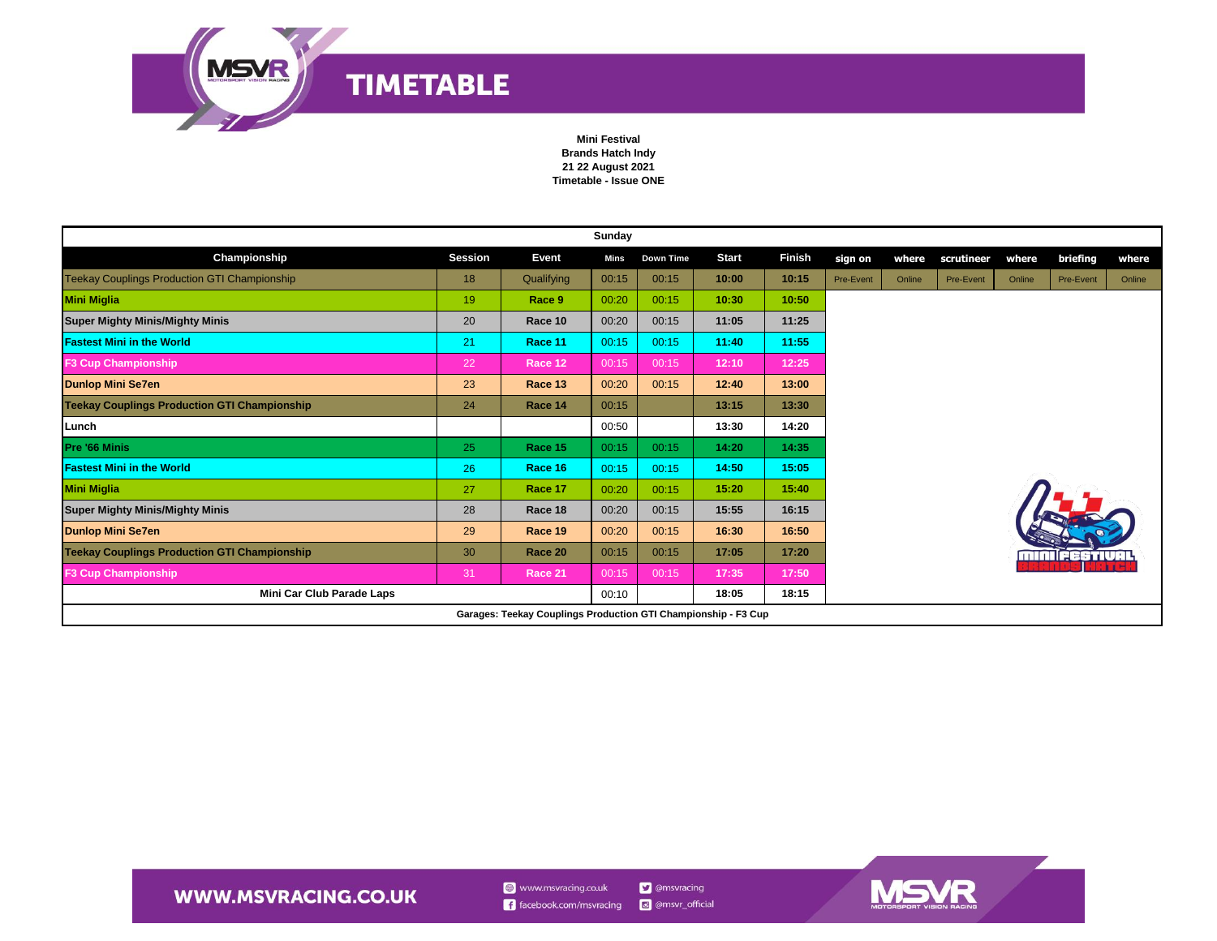# TIMETABLE

**Mini Festival**
**Brands Hatch Indy**
**21 22 August 2021**
**Timetable - Issue ONE**

**Sunday**

| Championship | Session | Event | Mins | Down Time | Start | Finish | sign on | where | scrutineer | where | briefing | where |
|---|---|---|---|---|---|---|---|---|---|---|---|---|
| Teekay Couplings Production GTI Championship | 18 | Qualifying | 00:15 | 00:15 | 10:00 | 10:15 | Pre-Event | Online | Pre-Event | Online | Pre-Event | Online |
| Mini Miglia | 19 | Race 9 | 00:20 | 00:15 | 10:30 | 10:50 | | | | | | |
| Super Mighty Minis/Mighty Minis | 20 | Race 10 | 00:20 | 00:15 | 11:05 | 11:25 | | | | | | |
| Fastest Mini in the World | 21 | Race 11 | 00:15 | 00:15 | 11:40 | 11:55 | | | | | | |
| F3 Cup Championship | 22 | Race 12 | 00:15 | 00:15 | 12:10 | 12:25 | | | | | | |
| Dunlop Mini Se7en | 23 | Race 13 | 00:20 | 00:15 | 12:40 | 13:00 | | | | | | |
| Teekay Couplings Production GTI Championship | 24 | Race 14 | 00:15 | | 13:15 | 13:30 | | | | | | |
| Lunch | | | 00:50 | | 13:30 | 14:20 | | | | | | |
| Pre '66 Minis | 25 | Race 15 | 00:15 | 00:15 | 14:20 | 14:35 | | | | | | |
| Fastest Mini in the World | 26 | Race 16 | 00:15 | 00:15 | 14:50 | 15:05 | | | | | | |
| Mini Miglia | 27 | Race 17 | 00:20 | 00:15 | 15:20 | 15:40 | | | | | | |
| Super Mighty Minis/Mighty Minis | 28 | Race 18 | 00:20 | 00:15 | 15:55 | 16:15 | | | | | | |
| Dunlop Mini Se7en | 29 | Race 19 | 00:20 | 00:15 | 16:30 | 16:50 | | | | | | |
| Teekay Couplings Production GTI Championship | 30 | Race 20 | 00:15 | 00:15 | 17:05 | 17:20 | | | | | | |
| F3 Cup Championship | 31 | Race 21 | 00:15 | 00:15 | 17:35 | 17:50 | | | | | | |
| Mini Car Club Parade Laps | | | 00:10 | | 18:05 | 18:15 | | | | | | |

Garages: Teekay Couplings Production GTI Championship - F3 Cup

WWW.MSVRACING.CO.UK

www.msvracing.co.uk
facebook.com/msvracing
@msvracing
@msvr_official